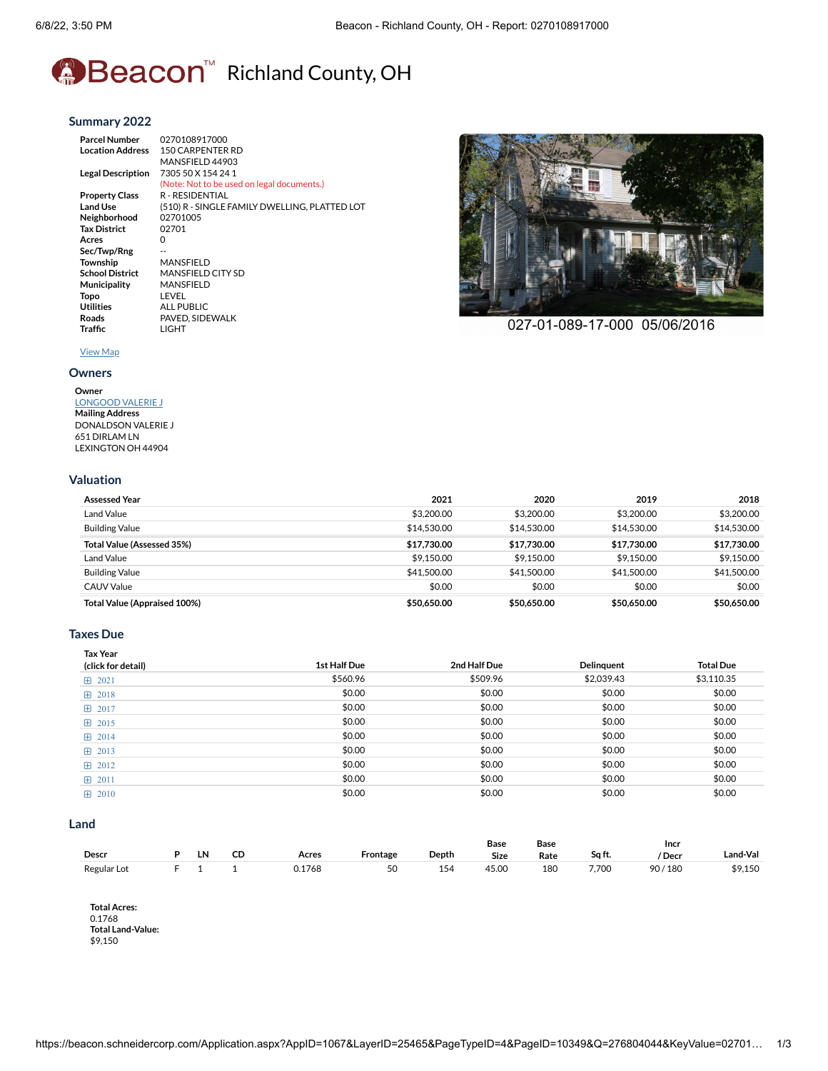# Beacon™ Richland County, OH

## Summary 2022

| | |
|---|---|
| **Parcel Number** | 0270108917000 |
| **Location Address** | 150 CARPENTER RD<br>MANSFIELD 44903 |
| **Legal Description** | 7305 50 X 154 24 1<br>(Note: Not to be used on legal documents.) |
| **Property Class** | R - RESIDENTIAL |
| **Land Use** | (510) R - SINGLE FAMILY DWELLING, PLATTED LOT |
| **Neighborhood** | 02701005 |
| **Tax District** | 02701 |
| **Acres** | 0 |
| **Sec/Twp/Rng** | -- |
| **Township** | MANSFIELD |
| **School District** | MANSFIELD CITY SD |
| **Municipality** | MANSFIELD |
| **Topo** | LEVEL |
| **Utilities** | ALL PUBLIC |
| **Roads** | PAVED, SIDEWALK |
| **Traffic** | LIGHT |

027-01-089-17-000 05/06/2016

View Map

## Owners

**Owner**
LONGOOD VALERIE J

**Mailing Address**
DONALDSON VALERIE J
651 DIRLAM LN
LEXINGTON OH 44904

## Valuation

| Assessed Year | 2021 | 2020 | 2019 | 2018 |
|---|---|---|---|---|
| Land Value | $3,200.00 | $3,200.00 | $3,200.00 | $3,200.00 |
| Building Value | $14,530.00 | $14,530.00 | $14,530.00 | $14,530.00 |
| **Total Value (Assessed 35%)** | **$17,730.00** | **$17,730.00** | **$17,730.00** | **$17,730.00** |
| Land Value | $9,150.00 | $9,150.00 | $9,150.00 | $9,150.00 |
| Building Value | $41,500.00 | $41,500.00 | $41,500.00 | $41,500.00 |
| CAUV Value | $0.00 | $0.00 | $0.00 | $0.00 |
| **Total Value (Appraised 100%)** | **$50,650.00** | **$50,650.00** | **$50,650.00** | **$50,650.00** |

## Taxes Due

| Tax Year (click for detail) | 1st Half Due | 2nd Half Due | Delinquent | Total Due |
|---|---|---|---|---|
| 2021 | $560.96 | $509.96 | $2,039.43 | $3,110.35 |
| 2018 | $0.00 | $0.00 | $0.00 | $0.00 |
| 2017 | $0.00 | $0.00 | $0.00 | $0.00 |
| 2015 | $0.00 | $0.00 | $0.00 | $0.00 |
| 2014 | $0.00 | $0.00 | $0.00 | $0.00 |
| 2013 | $0.00 | $0.00 | $0.00 | $0.00 |
| 2012 | $0.00 | $0.00 | $0.00 | $0.00 |
| 2011 | $0.00 | $0.00 | $0.00 | $0.00 |
| 2010 | $0.00 | $0.00 | $0.00 | $0.00 |

## Land

| Descr | P | LN | CD | Acres | Frontage | Depth | Base Size | Base Rate | Sq ft. | Incr / Decr | Land-Val |
|---|---|---|---|---|---|---|---|---|---|---|---|
| Regular Lot | F | 1 | 1 | 0.1768 | 50 | 154 | 45.00 | 180 | 7,700 | 90 / 180 | $9,150 |

**Total Acres:**
0.1768
**Total Land-Value:**
$9,150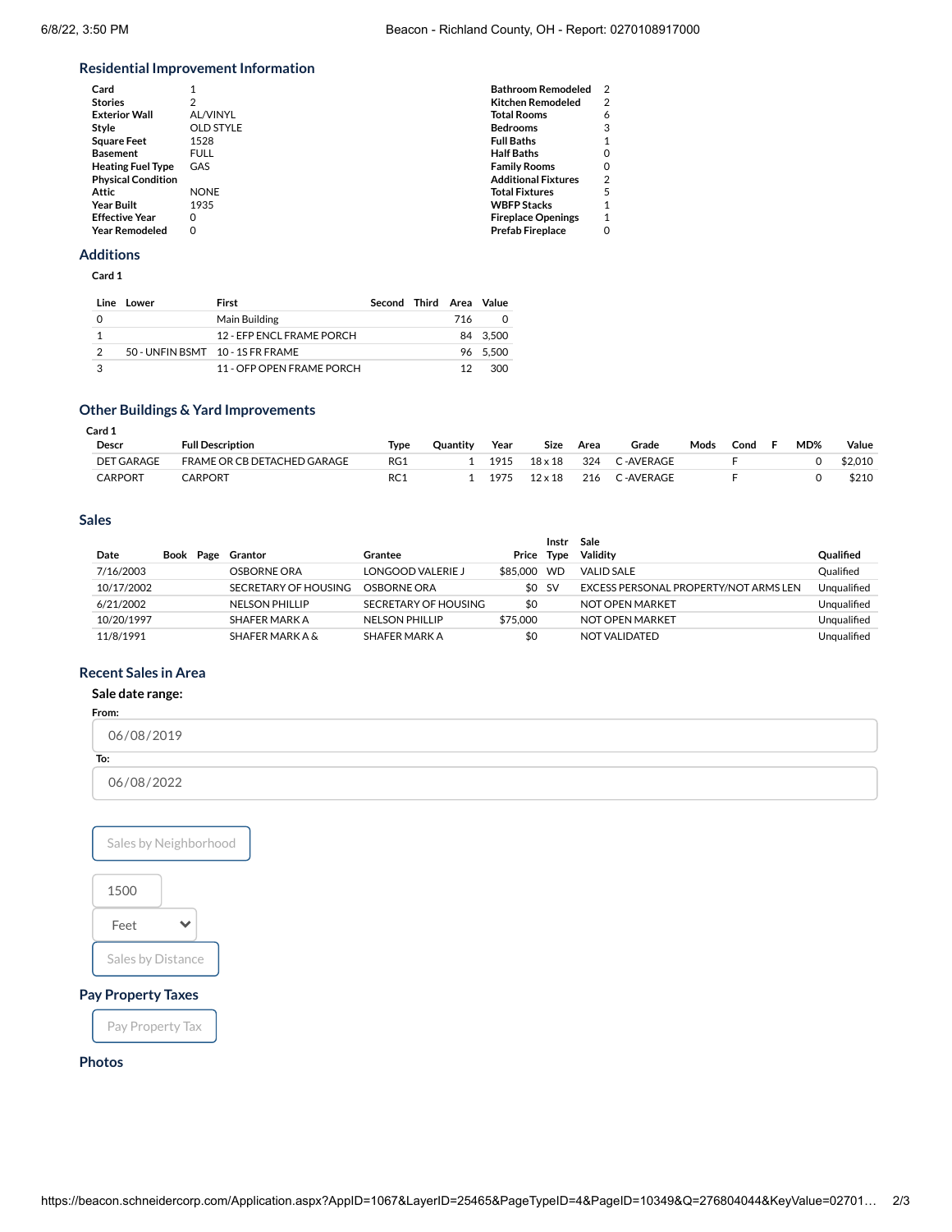## Residential Improvement Information

| | |
|---|---|
| **Card** | 1 |
| **Stories** | 2 |
| **Exterior Wall** | AL/VINYL |
| **Style** | OLD STYLE |
| **Square Feet** | 1528 |
| **Basement** | FULL |
| **Heating Fuel Type** | GAS |
| **Physical Condition** | |
| **Attic** | NONE |
| **Year Built** | 1935 |
| **Effective Year** | 0 |
| **Year Remodeled** | 0 |

| | |
|---|---|
| **Bathroom Remodeled** | 2 |
| **Kitchen Remodeled** | 2 |
| **Total Rooms** | 6 |
| **Bedrooms** | 3 |
| **Full Baths** | 1 |
| **Half Baths** | 0 |
| **Family Rooms** | 0 |
| **Additional Fixtures** | 2 |
| **Total Fixtures** | 5 |
| **WBFP Stacks** | 1 |
| **Fireplace Openings** | 1 |
| **Prefab Fireplace** | 0 |

## Additions

**Card 1**

| Line | Lower | First | Second | Third | Area | Value |
|---|---|---|---|---|---|---|
| 0 | | Main Building | | | 716 | 0 |
| 1 | | 12 - EFP ENCL FRAME PORCH | | | 84 | 3,500 |
| 2 | 50 - UNFIN BSMT | 10 - 1S FR FRAME | | | 96 | 5,500 |
| 3 | | 11 - OFP OPEN FRAME PORCH | | | 12 | 300 |

## Other Buildings & Yard Improvements

**Card 1**

| Descr | Full Description | Type | Quantity | Year | Size | Area | Grade | Mods | Cond | F | MD% | Value |
|---|---|---|---|---|---|---|---|---|---|---|---|---|
| DET GARAGE | FRAME OR CB DETACHED GARAGE | RG1 | 1 | 1915 | 18 x 18 | 324 | C -AVERAGE | | F | | 0 | $2,010 |
| CARPORT | CARPORT | RC1 | 1 | 1975 | 12 x 18 | 216 | C -AVERAGE | | F | | 0 | $210 |

## Sales

| Date | Book | Page | Grantor | Grantee | Price | Instr Type | Sale Validity | Qualified |
|---|---|---|---|---|---|---|---|---|
| 7/16/2003 | | | OSBORNE ORA | LONGOOD VALERIE J | $85,000 | WD | VALID SALE | Qualified |
| 10/17/2002 | | | SECRETARY OF HOUSING | OSBORNE ORA | $0 | SV | EXCESS PERSONAL PROPERTY/NOT ARMS LEN | Unqualified |
| 6/21/2002 | | | NELSON PHILLIP | SECRETARY OF HOUSING | $0 | | NOT OPEN MARKET | Unqualified |
| 10/20/1997 | | | SHAFER MARK A | NELSON PHILLIP | $75,000 | | NOT OPEN MARKET | Unqualified |
| 11/8/1991 | | | SHAFER MARK A & | SHAFER MARK A | $0 | | NOT VALIDATED | Unqualified |

## Recent Sales in Area

**Sale date range:**

From:

06/08/2019

To:

06/08/2022

Sales by Neighborhood

1500

Feet

Sales by Distance

## Pay Property Taxes

Pay Property Tax

## Photos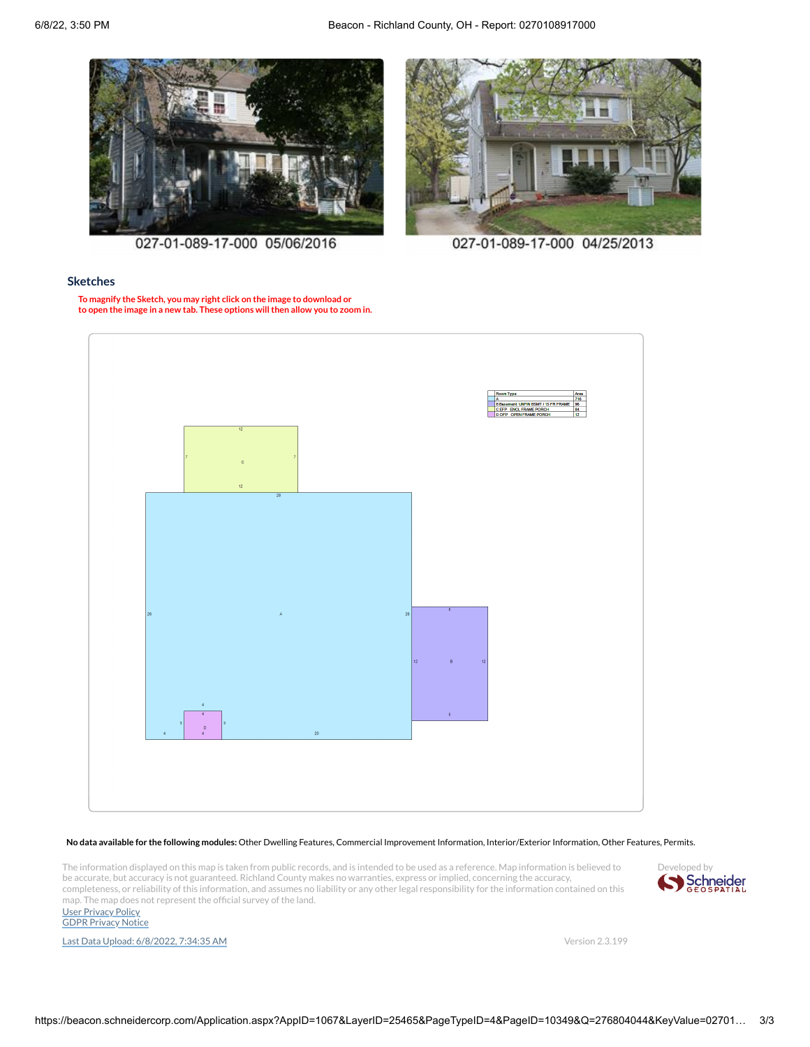027-01-089-17-000 05/06/2016

027-01-089-17-000 04/25/2013

## Sketches

**To magnify the Sketch, you may right click on the image to download or to open the image in a new tab. These options will then allow you to zoom in.**

| | Room Type | Area |
|---|---|---|
| | A | 716 |
| | B Basement UNFIN BSMT / 1S FR FRAME | 96 |
| | C EFP ENCL FRAME PORCH | 84 |
| | D OFP OPEN FRAME PORCH | 12 |

12
7
C
7
12
28
26
A
26
8
12
B
12
8
4
4
3
D
3
4
4
20

**No data available for the following modules:** Other Dwelling Features, Commercial Improvement Information, Interior/Exterior Information, Other Features, Permits.

The information displayed on this map is taken from public records, and is intended to be used as a reference. Map information is believed to be accurate, but accuracy is not guaranteed. Richland County makes no warranties, express or implied, concerning the accuracy, completeness, or reliability of this information, and assumes no liability or any other legal responsibility for the information contained on this map. The map does not represent the official survey of the land.

User Privacy Policy
GDPR Privacy Notice

Last Data Upload: 6/8/2022, 7:34:35 AM

Version 2.3.199

Developed by Schneider GEOSPATIAL